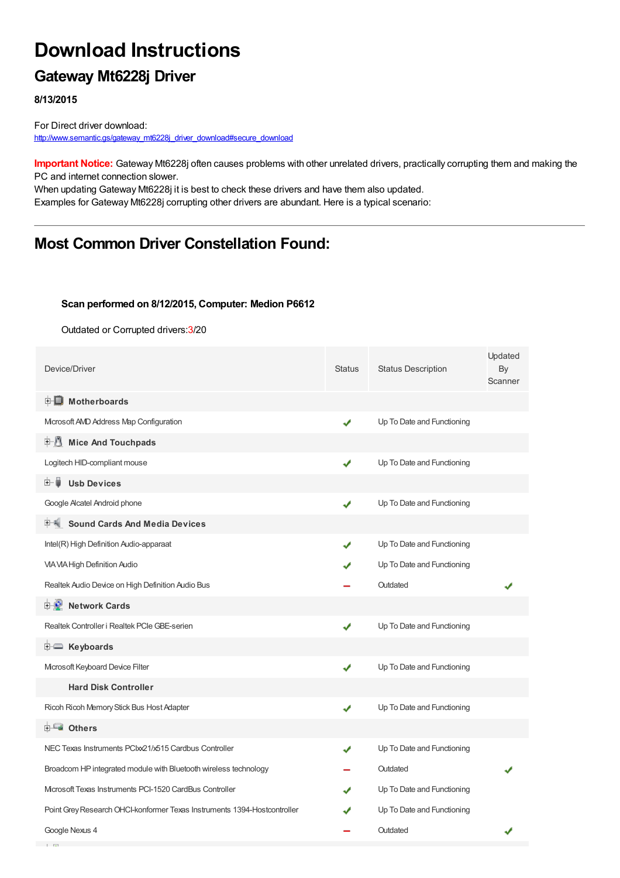# Download Instructions

## Gateway Mt6228j Driver

**8/13/2015**

For Direct driver download:
http://www.semantic.gs/gateway_mt6228j_driver_download#secure_download

**Important Notice:** Gateway Mt6228j often causes problems with other unrelated drivers, practically corrupting them and making the PC and internet connection slower.
When updating Gateway Mt6228j it is best to check these drivers and have them also updated.
Examples for Gateway Mt6228j corrupting other drivers are abundant. Here is a typical scenario:

---

## Most Common Driver Constellation Found:

**Scan performed on 8/12/2015, Computer: Medion P6612**

Outdated or Corrupted drivers:3/20

| Device/Driver | Status | Status Description | Updated By Scanner |
|---|---|---|---|
| **Motherboards** | | | |
| Microsoft AMD Address Map Configuration | ✔ | Up To Date and Functioning | |
| **Mice And Touchpads** | | | |
| Logitech HID-compliant mouse | ✔ | Up To Date and Functioning | |
| **Usb Devices** | | | |
| Google Alcatel Android phone | ✔ | Up To Date and Functioning | |
| **Sound Cards And Media Devices** | | | |
| Intel(R) High Definition Audio-apparaat | ✔ | Up To Date and Functioning | |
| VIA VIA High Definition Audio | ✔ | Up To Date and Functioning | |
| Realtek Audio Device on High Definition Audio Bus | – | Outdated | ✔ |
| **Network Cards** | | | |
| Realtek Controller i Realtek PCIe GBE-serien | ✔ | Up To Date and Functioning | |
| **Keyboards** | | | |
| Microsoft Keyboard Device Filter | ✔ | Up To Date and Functioning | |
| **Hard Disk Controller** | | | |
| Ricoh Ricoh Memory Stick Bus Host Adapter | ✔ | Up To Date and Functioning | |
| **Others** | | | |
| NEC Texas Instruments PCIxx21/x515 Cardbus Controller | ✔ | Up To Date and Functioning | |
| Broadcom HP integrated module with Bluetooth wireless technology | – | Outdated | ✔ |
| Microsoft Texas Instruments PCI-1520 CardBus Controller | ✔ | Up To Date and Functioning | |
| Point Grey Research OHCI-konformer Texas Instruments 1394-Hostcontroller | ✔ | Up To Date and Functioning | |
| Google Nexus 4 | – | Outdated | ✔ |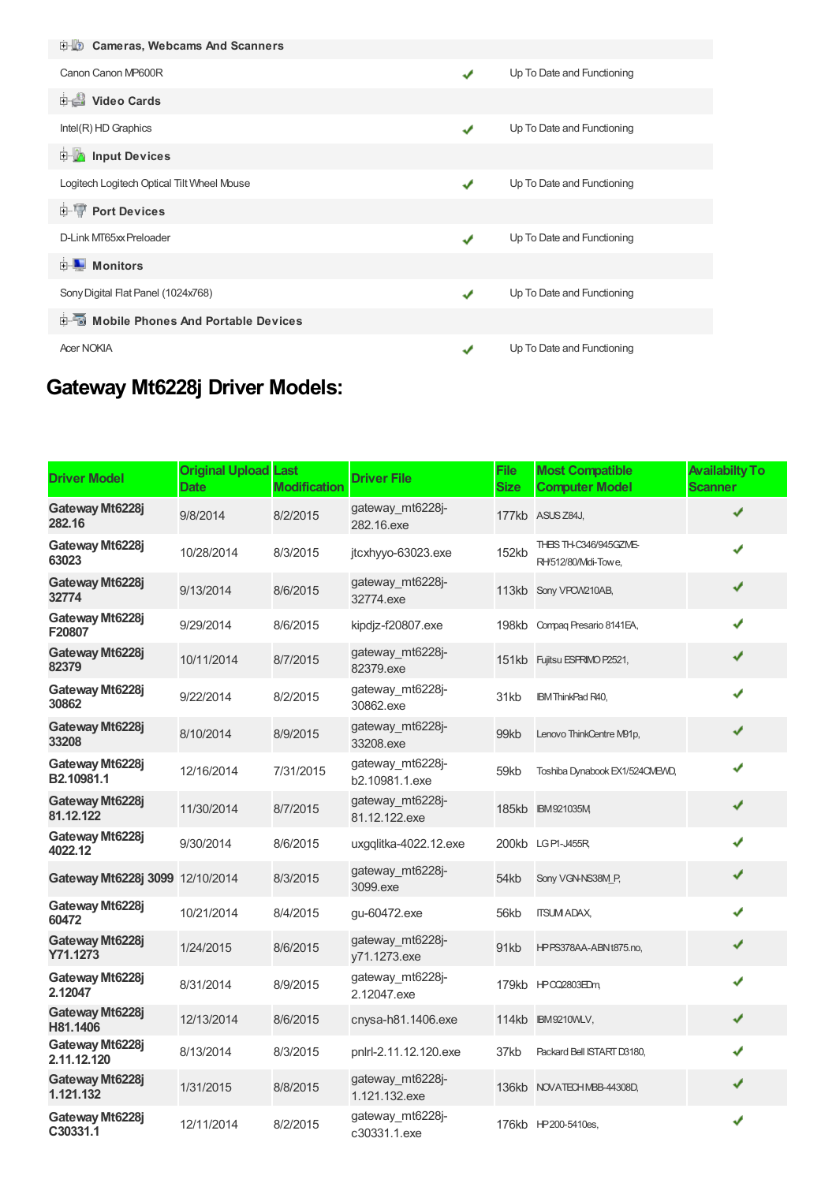| | | |
|---|---|---|
| **Cameras, Webcams And Scanners** | | |
| Canon Canon MP600R | ✔ | Up To Date and Functioning |
| **Video Cards** | | |
| Intel(R) HD Graphics | ✔ | Up To Date and Functioning |
| **Input Devices** | | |
| Logitech Logitech Optical Tilt Wheel Mouse | ✔ | Up To Date and Functioning |
| **Port Devices** | | |
| D-Link MT65xx Preloader | ✔ | Up To Date and Functioning |
| **Monitors** | | |
| Sony Digital Flat Panel (1024x768) | ✔ | Up To Date and Functioning |
| **Mobile Phones And Portable Devices** | | |
| Acer NOKIA | ✔ | Up To Date and Functioning |

## Gateway Mt6228j Driver Models:

| Driver Model | Original Upload Date | Last Modification | Driver File | File Size | Most Compatible Computer Model | Availabilty To Scanner |
|---|---|---|---|---|---|---|
| **Gateway Mt6228j 282.16** | 9/8/2014 | 8/2/2015 | gateway_mt6228j-282.16.exe | 177kb | ASUS Z84J, | ✔ |
| **Gateway Mt6228j 63023** | 10/28/2014 | 8/3/2015 | jtcxhyyo-63023.exe | 152kb | THEIS TH-C346/945GZME-RH/512/80/Midi-Towe, | ✔ |
| **Gateway Mt6228j 32774** | 9/13/2014 | 8/6/2015 | gateway_mt6228j-32774.exe | 113kb | Sony VPCW210AB, | ✔ |
| **Gateway Mt6228j F20807** | 9/29/2014 | 8/6/2015 | kipdjz-f20807.exe | 198kb | Compaq Presario 8141EA, | ✔ |
| **Gateway Mt6228j 82379** | 10/11/2014 | 8/7/2015 | gateway_mt6228j-82379.exe | 151kb | Fujitsu ESPRIMO P2521, | ✔ |
| **Gateway Mt6228j 30862** | 9/22/2014 | 8/2/2015 | gateway_mt6228j-30862.exe | 31kb | IBM ThinkPad R40, | ✔ |
| **Gateway Mt6228j 33208** | 8/10/2014 | 8/9/2015 | gateway_mt6228j-33208.exe | 99kb | Lenovo ThinkCentre M91p, | ✔ |
| **Gateway Mt6228j B2.10981.1** | 12/16/2014 | 7/31/2015 | gateway_mt6228j-b2.10981.1.exe | 59kb | Toshiba Dynabook EX1/524CMEWD, | ✔ |
| **Gateway Mt6228j 81.12.122** | 11/30/2014 | 8/7/2015 | gateway_mt6228j-81.12.122.exe | 185kb | IBM921035M, | ✔ |
| **Gateway Mt6228j 4022.12** | 9/30/2014 | 8/6/2015 | uxgqlitka-4022.12.exe | 200kb | LG P1-J455R, | ✔ |
| **Gateway Mt6228j 3099** | 12/10/2014 | 8/3/2015 | gateway_mt6228j-3099.exe | 54kb | Sony VGN-NS38M_P, | ✔ |
| **Gateway Mt6228j 60472** | 10/21/2014 | 8/4/2015 | gu-60472.exe | 56kb | ITSUMI ADAX, | ✔ |
| **Gateway Mt6228j Y71.1273** | 1/24/2015 | 8/6/2015 | gateway_mt6228j-y71.1273.exe | 91kb | HP PS378AA-ABN t875.no, | ✔ |
| **Gateway Mt6228j 2.12047** | 8/31/2014 | 8/9/2015 | gateway_mt6228j-2.12047.exe | 179kb | HP CQ2803EDm, | ✔ |
| **Gateway Mt6228j H81.1406** | 12/13/2014 | 8/6/2015 | cnysa-h81.1406.exe | 114kb | IBM9210WLV, | ✔ |
| **Gateway Mt6228j 2.11.12.120** | 8/13/2014 | 8/3/2015 | pnlrl-2.11.12.120.exe | 37kb | Packard Bell ISTART D3180, | ✔ |
| **Gateway Mt6228j 1.121.132** | 1/31/2015 | 8/8/2015 | gateway_mt6228j-1.121.132.exe | 136kb | NOVATECH MBB-44308D, | ✔ |
| **Gateway Mt6228j C30331.1** | 12/11/2014 | 8/2/2015 | gateway_mt6228j-c30331.1.exe | 176kb | HP 200-5410es, | ✔ |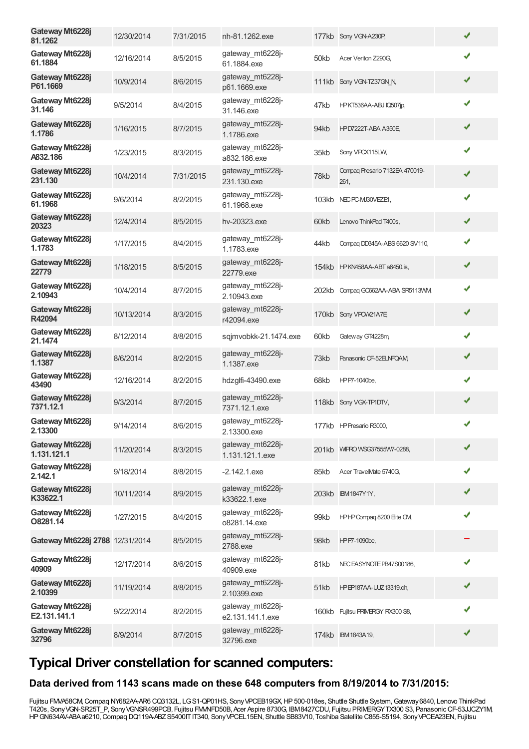| Gateway Mt6228j 81.1262 | 12/30/2014 | 7/31/2015 | nh-81.1262.exe | 177kb | Sony VGN-A230P, | ✔ |
|---|---|---|---|---|---|---|
| Gateway Mt6228j 61.1884 | 12/16/2014 | 8/5/2015 | gateway_mt6228j-61.1884.exe | 50kb | Acer Veriton Z290G, | ✔ |
| Gateway Mt6228j P61.1669 | 10/9/2014 | 8/6/2015 | gateway_mt6228j-p61.1669.exe | 111kb | Sony VGN-TZ37GN_N, | ✔ |
| Gateway Mt6228j 31.146 | 9/5/2014 | 8/4/2015 | gateway_mt6228j-31.146.exe | 47kb | HP KT536AA-ABJ IQ507jp, | ✔ |
| Gateway Mt6228j 1.1786 | 1/16/2015 | 8/7/2015 | gateway_mt6228j-1.1786.exe | 94kb | HP D7222T-ABA A350E, | ✔ |
| Gateway Mt6228j A832.186 | 1/23/2015 | 8/3/2015 | gateway_mt6228j-a832.186.exe | 35kb | Sony VPCX115LW, | ✔ |
| Gateway Mt6228j 231.130 | 10/4/2014 | 7/31/2015 | gateway_mt6228j-231.130.exe | 78kb | Compaq Presario 7132EA 470019-261, | ✔ |
| Gateway Mt6228j 61.1968 | 9/6/2014 | 8/2/2015 | gateway_mt6228j-61.1968.exe | 103kb | NEC PC-MJ30VEZE1, | ✔ |
| Gateway Mt6228j 20323 | 12/4/2014 | 8/5/2015 | hv-20323.exe | 60kb | Lenovo ThinkPad T400s, | ✔ |
| Gateway Mt6228j 1.1783 | 1/17/2015 | 8/4/2015 | gateway_mt6228j-1.1783.exe | 44kb | Compaq DD345A-ABS 6620 SV110, | ✔ |
| Gateway Mt6228j 22779 | 1/18/2015 | 8/5/2015 | gateway_mt6228j-22779.exe | 154kb | HP KN458AA-ABT a6450.is, | ✔ |
| Gateway Mt6228j 2.10943 | 10/4/2014 | 8/7/2015 | gateway_mt6228j-2.10943.exe | 202kb | Compaq GC662AA-ABA SR5113WM, | ✔ |
| Gateway Mt6228j R42094 | 10/13/2014 | 8/3/2015 | gateway_mt6228j-r42094.exe | 170kb | Sony VPCW21A7E, | ✔ |
| Gateway Mt6228j 21.1474 | 8/12/2014 | 8/8/2015 | sqjmvobkk-21.1474.exe | 60kb | Gateway GT4228m, | ✔ |
| Gateway Mt6228j 1.1387 | 8/6/2014 | 8/2/2015 | gateway_mt6228j-1.1387.exe | 73kb | Panasonic CF-52ELNFQAM, | ✔ |
| Gateway Mt6228j 43490 | 12/16/2014 | 8/2/2015 | hdzglfi-43490.exe | 68kb | HP P7-1040be, | ✔ |
| Gateway Mt6228j 7371.12.1 | 9/3/2014 | 8/7/2015 | gateway_mt6228j-7371.12.1.exe | 118kb | Sony VGX-TP1DTV, | ✔ |
| Gateway Mt6228j 2.13300 | 9/14/2014 | 8/6/2015 | gateway_mt6228j-2.13300.exe | 177kb | HP Presario R3000, | ✔ |
| Gateway Mt6228j 1.131.121.1 | 11/20/2014 | 8/3/2015 | gateway_mt6228j-1.131.121.1.exe | 201kb | WIPRO WSG37555W7-0288, | ✔ |
| Gateway Mt6228j 2.142.1 | 9/18/2014 | 8/8/2015 | -2.142.1.exe | 85kb | Acer TravelMate 5740G, | ✔ |
| Gateway Mt6228j K33622.1 | 10/11/2014 | 8/9/2015 | gateway_mt6228j-k33622.1.exe | 203kb | IBM 1847Y1Y, | ✔ |
| Gateway Mt6228j O8281.14 | 1/27/2015 | 8/4/2015 | gateway_mt6228j-o8281.14.exe | 99kb | HP HP Compaq 8200 Elite CM, | ✔ |
| Gateway Mt6228j 2788 | 12/31/2014 | 8/5/2015 | gateway_mt6228j-2788.exe | 98kb | HP P7-1090be, | – |
| Gateway Mt6228j 40909 | 12/17/2014 | 8/6/2015 | gateway_mt6228j-40909.exe | 81kb | NEC EASYNOTE PB47S00186, | ✔ |
| Gateway Mt6228j 2.10399 | 11/19/2014 | 8/8/2015 | gateway_mt6228j-2.10399.exe | 51kb | HP EP187AA-UUZ t3319.ch, | ✔ |
| Gateway Mt6228j E2.131.141.1 | 9/22/2014 | 8/2/2015 | gateway_mt6228j-e2.131.141.1.exe | 160kb | Fujitsu PRIMERGY RX300 S8, | ✔ |
| Gateway Mt6228j 32796 | 8/9/2014 | 8/7/2015 | gateway_mt6228j-32796.exe | 174kb | IBM 1843A19, | ✔ |

## Typical Driver constellation for scanned computers:

### Data derived from 1143 scans made on these 648 computers from 8/19/2014 to 7/31/2015:

Fujitsu FMVA58CM, Compaq NY682AA-AR6 CQ3132L, LG S1-QP01HS, Sony VPCEB19GX, HP 500-018es, Shuttle Shuttle System, Gateway 6840, Lenovo ThinkPad T420s, Sony VGN-SR25T_P, Sony VGNSR499PCB, Fujitsu FMVNFD50B, Acer Aspire 8730G, IBM 8427CDU, Fujitsu PRIMERGY TX300 S3, Panasonic CF-53JJCZY1M, HP GN634AV-ABA a6210, Compaq DQ119A-ABZ S5400IT IT340, Sony VPCEL15EN, Shuttle SB83V10, Toshiba Satellite C855-S5194, Sony VPCEA23EN, Fujitsu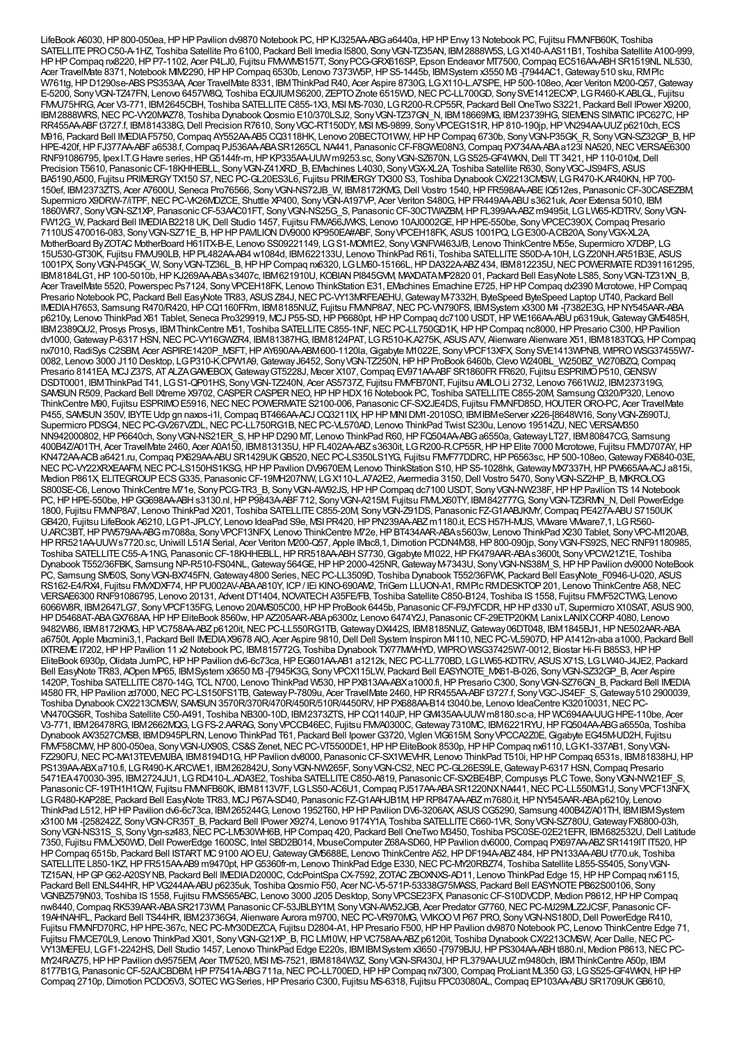LifeBook A6030, HP 800-050ea, HP HP Pavilion dv9870 Notebook PC, HP KJ325AA-ABG a6440a, HP HP Envy 13 Notebook PC, Fujitsu FMVNFB60K, Toshiba SATELLITE PRO C50-A-1HZ, Toshiba Satellite Pro 6100, Packard Bell Imedia I5800, Sony VGN-TZ35AN, IBM 2888W5S, LG X140-A.AS11B1, Toshiba Satellite A100-999, HP HP Compaq nx8220, HP P7-1102, Acer P4LJ0, Fujitsu FMVWMS157T, Sony PCG-GRX616SP, Epson Endeavor MT7500, Compaq EC516AA-ABH SR1519NL NL530, Acer TravelMate 8371, Notebook MIM2290, HP HP Compaq 6530b, Lenovo 7373W5P, HP S5-1445b, IBM System x3550 M3 -[7944AC1, Gateway 510 sku, RM Plc W761tg, HP D1290se-ABS PS353AA, Acer TravelMate 8331, IBM ThinkPad R40, Acer Aspire 8730G, LG X110-L.A7SPE, HP 500-108eo, Acer Veriton M200-Q57, Gateway E-5200, Sony VGN-TZ47FN, Lenovo 6457W8Q, Toshiba EQUIUM S6200, ZEPTO Znote 6515WD, NEC PC-LL700GD, Sony SVE1412ECXP, LG R460-K.ABLGL, Fujitsu FMVJ75HRG, Acer V3-771, IBM2645CBH, Toshiba SATELLITE C855-1X3, MSI MS-7030, LG R200-R.CP55R, Packard Bell OneTwo S3221, Packard Bell IPower X9200, IBM 2888WRS, NEC PC-VY20MAZ78, Toshiba Dynabook Qosmio E10/370LSJ2, Sony VGN-TZ37GN_N, IBM 18669MG, IBM 23739HG, SIEMENS SIMATIC IPC627C, HP RR455AA-ABF t3727.f, IBM 814338G, Dell Precision R7610, Sony VGC-RT150DY, MSI MS-9899, Sony VPCEG1S1R, HP 810-190jp, HP VN294AA-UUZ p6210ch, ECS M916, Packard Bell IMEDIA F5750, Compaq AY552AA-AB5 CQ3118HK, Lenovo 20BECTO1WW, HP HP Compaq 6730b, Sony VGN-P35GK_R, Sony VGN-SZ32GP_B, HP HPE-420f, HP FJ377AA-ABF a6538.f, Compaq PJ536AA-ABA SR1265CL NA441, Panasonic CF-F8GWE08N3, Compaq PX734AA-ABA a123l NA520, NEC VERSAE6300 RNF91086795, Ipex I.T.G Havre series, HP G5144fr-m, HP KP335AA-UUW m9253.sc, Sony VGN-SZ670N, LG S525-GF4WKN, Dell TT 3421, HP 110-010xt, Dell Precision T5610, Panasonic CF-18KHHEBLL, Sony VGN-Z41XRD_B, EMachines L4030, Sony VGX-XL2A, Toshiba Satellite R630, Sony VGC-JS94FS, ASUS BA5190,A500, Fujitsu PRIMERGY TX150 S7, NEC PC-GL20ES3L6, Fujitsu PRIMERGY TX300 S3, Toshiba Dynabook CX/2213CMSW, LG R470-K.AR40KN, HP 700-150ef, IBM 2373ZTS, Acer A7600U, Seneca Pro76566, Sony VGN-NS72JB_W, IBM 8172KMG, Dell Vostro 1540, HP FR598AA-ABE IQ512es, Panasonic CF-30CASEZBM, Supermicro X9DRW-7/iTPF, NEC PC-VK26MDZCE, Shuttle XP400, Sony VGN-A197VP, Acer Veriton S480G, HP FR449AA-ABU s3621uk, Acer Extensa 5010, IBM 1860WR7, Sony VGN-SZ1XP, Panasonic CF-53AAC01FT, Sony VGN-NS25G_S, Panasonic CF-30CTWAZBM, HP FL399AA-ABZ m9495it, LG LW65-KDTRV, Sony VGN-FW12G_W, Packard Bell IMEDIA B2218 UK, Dell Studio 1457, Fujitsu FMVA56JWKS, Lenovo 10AJ0002GE, HP HPE-550be, Sony VPCEC390X, Compaq Presario 7110US 470016-083, Sony VGN-SZ71E_B, HP HP PAVILION DV9000 KP950EA#ABF, Sony VPCEH18FK, ASUS 1001PQ, LG E300-A.CB20A, Sony VGX-XL2A, MotherBoard By ZOTAC MotherBoard H61ITX-B-E, Lenovo SS09221149, LG S1-MOM1E2, Sony VGNFW463J/B, Lenovo ThinkCentre M55e, Supermicro X7DBP, LG 15U530-GT30K, Fujitsu FMVJ90LB, HP PL482AA-AB4 w1084d, IBM 622133U, Lenovo ThinkPad R61i, Toshiba SATELLITE S50D-A-10H, LG Z20NH.AR51B3E, ASUS 1001PX, Sony VGN-P45GK_W, Sony VGN-TZ36L_B, HP HP Compaq nx6320, LG LM60-15166L, HP DA322A-ABZ 434, IBM 812235U, NEC POWERMATE RD391161295, IBM 8184LG1, HP 100-5010b, HP KJ269AA-ABA s3407c, IBM 621910U, KOBIAN PI845GVM, MAXDATA MP2820 01, Packard Bell EasyNote LS85, Sony VGN-TZ31XN_B, Acer TravelMate 5520, Powerspec Ps7124, Sony VPCEH18FK, Lenovo ThinkStation E31, EMachines Emachine E725, HP HP Compaq dx2390 Microtowe, HP Compaq Presario Notebook PC, Packard Bell EasyNote TR83, ASUS Z84J, NEC PC-VY13MRFEAEHU, Gateway M-7332H, ByteSpeed ByteSpeed Laptop UT40, Packard Bell IMEDIA H7653, Samsung R470/R420, HP CQ1160FRm, IBM 8185NUZ, Fujitsu FMVNP8A7, NEC PC-VN790FS, IBM System x3300 M4 -[7382E3G, HP NY545AAR-ABA p6210y, Lenovo ThinkPad X61 Tablet, Seneca Pro329919, MCJ P55-SD, HP P6680pt, HP HP Compaq dc7100 USDT, HP WE166AA-ABU p6319uk, Gateway GM5485H, IBM 2389QU2, Prosys Prosys, IBM ThinkCentre M51, Toshiba SATELLITE C855-1NF, NEC PC-LL750GD1K, HP HP Compaq nc8000, HP Presario C300, HP Pavilion dv1000, Gateway P-6317 HSN, NEC PC-VY16GWZR4, IBM 81387HG, IBM 8124PAT, LG R510-K.A275K, ASUS A7V, Alienware Alienware X51, IBM 8183TQG, HP Compaq nx7010, RadiSys C2SBM, Acer ASPIRE1420P_MSFT, HP AY690AA-ABM 600-1120la, Gigabyte M1022E, Sony VPCF13XFX, Sony SVE1413WPNB, WIPRO WSG37455W7-0082, Lenovo 3000 J110 Desktop, LG P310-K.CPW1A9, Gateway J6452, Sony VGN-TZ250N, HP HP ProBook 6460b, Clevo W240BL_W250BZ_W270BZQ, Compaq Presario 8141EA, MCJ Z37S, AT ALZA GAMEBOX, Gateway GT5228J, Mecer X107, Compaq EV971AA-ABF SR1860FR FR620, Fujitsu ESPRIMO P510, GENSW DSDT0001, IBM ThinkPad T41, LG S1-QP01HS, Sony VGN-TZ240N, Acer AS5737Z, Fujitsu FMVFB70NT, Fujitsu AMILO Li 2732, Lenovo 7661WJ2, IBM 237319G, SAMSUN R509, Packard Bell IXtreme X9702, CASPER CASPER NEO, HP HP HDX16 Notebook PC, Toshiba SATELLITE C855-20M, Samsung Q320/P320, Lenovo ThinkCentre M90, Fujitsu ESPRIMO E5916, NEC NEC POWERMATE S2100-006, Panasonic CF-SX2JE4DS, Fujitsu FMVNFD85D, HOUTER ORO-PC, Acer TravelMate P455, SAMSUN 350V, IBYTE Udp gn naxos-i1l, Compaq BT466AA-ACJ CQ3211IX, HP HP MINI DM1-2010SO, IBM IBM eServer x226-[8648W16, Sony VGN-Z690TJ, Supermicro PDSG4, NEC PC-GV267VZDL, NEC PC-LL750RG1B, NEC PC-VL570AD, Lenovo ThinkPad Twist S230u, Lenovo 19514ZU, NEC VERSAM350 NN942000802, HP P6640ch, Sony VGN-NS21ER_S, HP HP D290 MT, Lenovo ThinkPad R60, HP FQ504AA-ABG a6550a, Gateway LT27, IBM 80847CG, Samsung 400B4Z/A01TH, Acer TravelMate 2460, Acer A0A150, IBM 813135U, HP FL402AA-ABZ s3630it, LG R200-R.CP55R, HP HP Elite 7000 Microtowe, Fujitsu FMVD707AY, HP KN472AA-ACB a6421.ru, Compaq PX629AA-ABU SR1429UK GB520, NEC PC-LS350LS1YG, Fujitsu FMVF77DDRC, HP P6563sc, HP 500-108eo, Gateway FX6840-03E, NEC PC-VY22XRXEAAFM, NEC PC-LS150HS1KSG, HP HP Pavilion DV9670EM, Lenovo ThinkStation S10, HP S5-1028hk, Gateway MX7337H, HP PW665AA-ACJ a815i, Medion P861X, ELITEGROUP ECS G335, Panasonic CF-19MH207NW, LG X110-L.A7A2E2, Avermedia 3150, Dell Vostro 5470, Sony VGN-SZ2HP_B, MIKROLOG S800SE-C6, Lenovo ThinkCentre M71e, Sony PCG-TR3_B, Sony VGN-AW92JS, HP HP Compaq dc7100 USDT, Sony VGN-NW238F, HP HP Pavilion TS 14 Notebook PC, HP HPE-550be, HP GG698AA-ABH s3130.nl, HP P9843A-ABF 712, Sony VGN-A215M, Fujitsu FMVLX60TY, IBM 842777G, Sony VGN-TZ3RMN_N, Dell PowerEdge 1800, Fujitsu FMVNP8A7, Lenovo ThinkPad X201, Toshiba SATELLITE C855-20M, Sony VGN-Z91DS, Panasonic FZ-G1AABJKMY, Compaq PE427A-ABU S7150UK GB420, Fujitsu LifeBook A6210, LG P1-JPLCY, Lenovo IdeaPad S9e, MSI PR420, HP PN239AA-ABZ m1180.it, ECS H57H-MUS, VMware VMware7,1, LG R560-U.ARC3BT, HP PW579AA-ABG m7088a, Sony VPCF13NFX, Lenovo ThinkCentre M72e, HP BT434AAR-ABA s5603w, Lenovo ThinkPad X230 Tablet, Sony VPC-M120AB, HP RR521AA-UUW s7720.sc, Uniwill L51AI Serial, Acer Veriton M200-Q57, Apple IMac8,1, Dimotion PCDN4M38, HP 800-090jp, Sony VGN-FS92S, NEC RNF91180985, Toshiba SATELLITE C55-A-1NG, Panasonic CF-18KHHEBLL, HP RR518AA-ABH S7730, Gigabyte M1022, HP FK479AAR-ABA s3600t, Sony VPCW21Z1E, Toshiba Dynabook T552/36FBK, Samsung NP-R510-FS04NL, Gateway 564GE, HP HP 2000-425NR, Gateway M-7343U, Sony VGN-NS38M_S, HP HP Pavilion dv9000 NoteBook PC, Samsung SM50S, Sony VGN-BX745FN, Gateway 4800 Series, NEC PC-LL3509D, Toshiba Dynabook T552/36FWK, Packard Bell EasyNote_F0946-U-020, ASUS RS162-E4/RX4, Fujitsu FMVXDXF74, HP PU002AV-ABA A810Y, ICP / IEi KINO-690AM2, TriGem LLUON-A1, RM Plc RM DESKTOP 201, Lenovo ThinkCentre A58, NEC VERSAE6300 RNF91086795, Lenovo 20131, Advent DT1404, NOVATECH A35FE/FB, Toshiba Satellite C850-B124, Toshiba IS 1558, Fujitsu FMVF52CTWG, Lenovo 6066W8R, IBM 2647LG7, Sony VPCF135FG, Lenovo 20AMS05C00, HP HP ProBook 6445b, Panasonic CF-F9JYFCDR, HP HP d330 uT, Supermicro X10SAT, ASUS 900, HP D5468AT-ABA GX768AA, HP HP EliteBook 8560w, HP AZ205AAR-ABA p6300z, Lenovo 6474Y2J, Panasonic CF-29ETP20KM, Lanix LANIX CORP 4080, Lenovo 9482W86, IBM 8172KMG, HP VC758AA-ABZ p6120it, NEC PC-LL550RG1TB, Gateway DX442S, IBM 8185NUZ, Gateway 06DT048, IBM 1845BJ1, HP NE502AAR-ABA a6750t, Apple Macmini3,1, Packard Bell IMEDIA X9678 AIO, Acer Aspire 9810, Dell Dell System Inspiron M4110, NEC PC-VL5907D, HP A1412n-aba a1000, Packard Bell IXTREME I7202, HP HP Pavilion 11 x2 Notebook PC, IBM 815772G, Toshiba Dynabook TX/77MWHYD, WIPRO WSG37425W7-0012, Biostar Hi-Fi B85S3, HP HP EliteBook 6930p, Olidata JumPC, HP HP Pavilion dv6-6c73ca, HP EG601AA-AB1 a1212k, NEC PC-LL770BD, LG LW65-KDTRV, ASUS X71S, LG LW40-J4JE2, Packard Bell EasyNote TR83, AOpen MP65, IBM System x3650 M3 -[7945K3G, Sony VPCX115LW, Packard Bell EASYNOTE_MX61-B-026, Sony VGN-SZ32GP_B, Acer Aspire 1420P, Toshiba SATELLITE C870-14G, TCL N700, Lenovo ThinkPad W530, HP PX813AA-ABX a1000.fi, HP Presario C300, Sony VGN-SZ76GN_B, Packard Bell IMEDIA I4580 FR, HP Pavilion zd7000, NEC PC-LS150FS1TB, Gateway P-7809u, Acer TravelMate 2460, HP RR455AA-ABF t3727.f, Sony VGC-JS4EF_S, Gateway 510 2900039, Toshiba Dynabook CX/2213CMSW, SAMSUN 3570R/370R/470R/450R/510R/4450RV, HP PX688AA-B14 t3040.be, Lenovo IdeaCentre K32010031, NEC PC-VN470GS6R, Toshiba Satellite C50-A491, Toshiba NB300-10D, IBM 2373ZTS, HP CQ1140JP, HP GM435AA-UUW m8180.sc-a, HP WC694AA-UUG HPE-110be, Acer V3-771, IBM 26478RG, IBM 2662MQG, LG FS-2.AARAG, Sony VPCCB46EC, Fujitsu FMVA0300C, Gateway 7310MC, IBM 6221RYU, HP FQ504AA-ABG a6550a, Toshiba Dynabook AX/3527CMSB, IBM D945PLRN, Lenovo ThinkPad T61, Packard Bell Ipower G3720, Viglen VIG615M, Sony VPCCA2Z0E, Gigabyte EG45M-UD2H, Fujitsu FMVF58CMW, HP 800-050ea, Sony VGN-UX90S, CS&S Zenet, NEC PC-VT5500DE1, HP HP EliteBook 8530p, HP HP Compaq nx6110, LG K1-337AB1, Sony VGN-FZ290FU, NEC PC-MA13TEVEMJBA, IBM 8194D1G, HP Pavilion dv8000, Panasonic CF-SX1WEVHR, Lenovo ThinkPad T510i, HP HP Compaq 6531s, IBM 81838HJ, HP PS139AA-ABX a710.fi, LG R490-K.ARCWE1, IBM 262842U, Sony VGN-NW265F, Sony VGN-CS2, NEC PC-GL26ES9LE, Gateway P-6317 HSN, Compaq Presario 5471EA 470030-395, IBM 2724JU1, LG RD410-L.ADA3E2, Toshiba SATELLITE C850-A819, Panasonic CF-SX2BE4BP, Compusys PLC Towe, Sony VGN-NW21EF_S, Panasonic CF-19TH1H1QW, Fujitsu FMVNFB60K, IBM 8113V7F, LG LS50-AC6U1, Compaq PJ517AA-ABA SR1220NX NA441, NEC PC-LL550MG1J, Sony VPCF13NFX, LG R480-KAP28E, Packard Bell EasyNote TR83, MCJ P67A-SD40, Panasonic FZ-G1AAHJB1M, HP RP847AA-ABZ m7680.it, HP NY545AAR-ABA p6210y, Lenovo ThinkPad L512, HP HP Pavilion dv6-6c73ca, IBM 265244G, Lenovo 1952T60, HP HP Pavilion DV6-3206AX, ASUS CG5290, Samsung 400B4Z/A01TH, IBM IBM System x3100 M4 -[258242Z, Sony VGN-CR35T_B, Packard Bell IPower X9274, Lenovo 9174Y1A, Toshiba SATELLITE C660-1VR, Sony VGN-SZ780U, Gateway FX6800-03h, Sony VGN-NS31S_S, Sony Vgn-sz483, NEC PC-LM530WH6B, HP Compaq 420, Packard Bell OneTwo M3450, Toshiba PSC0SE-02E21EFR, IBM 682532U, Dell Latitude 7350, Fujitsu FMVLX50WD, Dell PowerEdge 1600SC, Intel SBD2B014, MouseComputer Z68A-SD60, HP Pavilion dv6000, Compaq PX697AA-ABZ SR1419IT IT520, HP HP Compaq 6515b, Packard Bell ISTART MC 9100 AIO EU, Gateway GM5688E, Lenovo ThinkCentre A52, HP DF194A-ABZ 484, HP PN133AA-ABU t770.uk, Toshiba SATELLITE L850-1KZ, HP FR515AA-AB9 m9470pt, HP G5360fr-m, Lenovo ThinkPad Edge E330, NEC PC-MY20RBZ74, Toshiba Satellite L855-S5405, Sony VGN-TZ15AN, HP GP G62-A20SY NB, Packard Bell IMEDIA D2000C, CdcPointSpa CX-7592, ZOTAC ZBOXNXS-AD11, Lenovo ThinkPad Edge 15, HP HP Compaq nx6115, Packard Bell ENLS44HR, HP VG244AA-ABU p6235uk, Toshiba Qosmio F50, Acer NC-V5-571P-53338G75MASS, Packard Bell EASYNOTE PB62S00106, Sony VGNBZ579N03, Toshiba IS 1558, Fujitsu FMVS565ABC, Lenovo 3000 J205 Desktop, Sony VPCSE23FX, Panasonic CF-S10DVCDP, Medion P8612, HP HP Compaq nw8440, Compaq RK539AAR-ABA SR2173WM, Panasonic CF-53JBLBY1M, Sony VGN-AW52JGB, Acer Predator G7760, NEC PC-MJ29MLZ2JCSF, Panasonic CF-19AHNAHFL, Packard Bell TS44HR, IBM 23736G4, Alienware Aurora m9700, NEC PC-VR970MG, VVIKOO VI P67 PRO, Sony VGN-NS180D, Dell PowerEdge R410, Fujitsu FMVNFD70RC, HP HPE-367c, NEC PC-MY30DEZCA, Fujitsu D2804-A1, HP Presario F500, HP HP Pavilion dv9870 Notebook PC, Lenovo ThinkCentre Edge 71, Fujitsu FMVCE70L9, Lenovo ThinkPad X301, Sony VGN-G21XP_B, FIC LM10W, HP VC758AA-ABZ p6120it, Toshiba Dynabook CX/2213CMSW, Acer Dalle, NEC PC-VY13MEFEU, LG F1-2242HS, Dell Studio 1457, Lenovo ThinkPad Edge E220s, IBM IBM System x3650 -[7979BJU, HP PS304AA-ABH t880.nl, Medion P8613, NEC PC-MY24RAZ75, HP HP Pavilion dv9575EM, Acer TM7520, MSI MS-7521, IBM 8184W3Z, Sony VGN-SR430J, HP FL379AA-UUZ m9480ch, IBM ThinkCentre A50p, IBM 8177B1G, Panasonic CF-52AJCBDBM, HP P7541A-ABG 711a, NEC PC-LL700ED, HP HP Compaq nx7300, Compaq ProLiant ML350 G3, LG S525-GF4WKN, HP HP Compaq 2710p, Dimotion PCDO5V3, SOTEC WG Series, HP Presario C300, Fujitsu MS-6318, Fujitsu FPC03080AL, Compaq EP103AA-ABU SR1709UK GB610,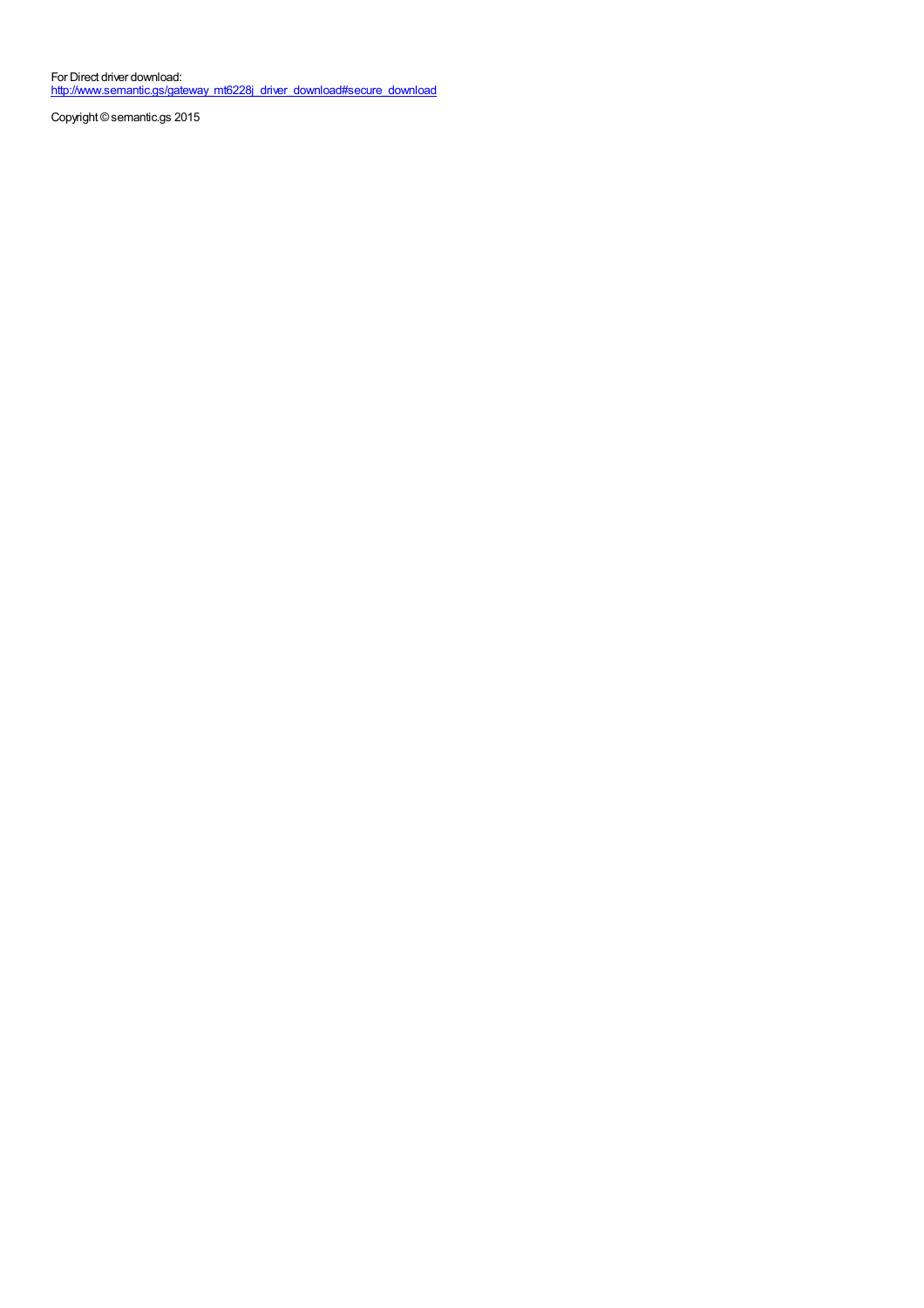For Direct driver download:
[http://www.semantic.gs/gateway_mt6228j_driver_download#secure_download](http://www.semantic.gs/gateway_mt6228j_driver_download#secure_download)

Copyright © semantic.gs 2015